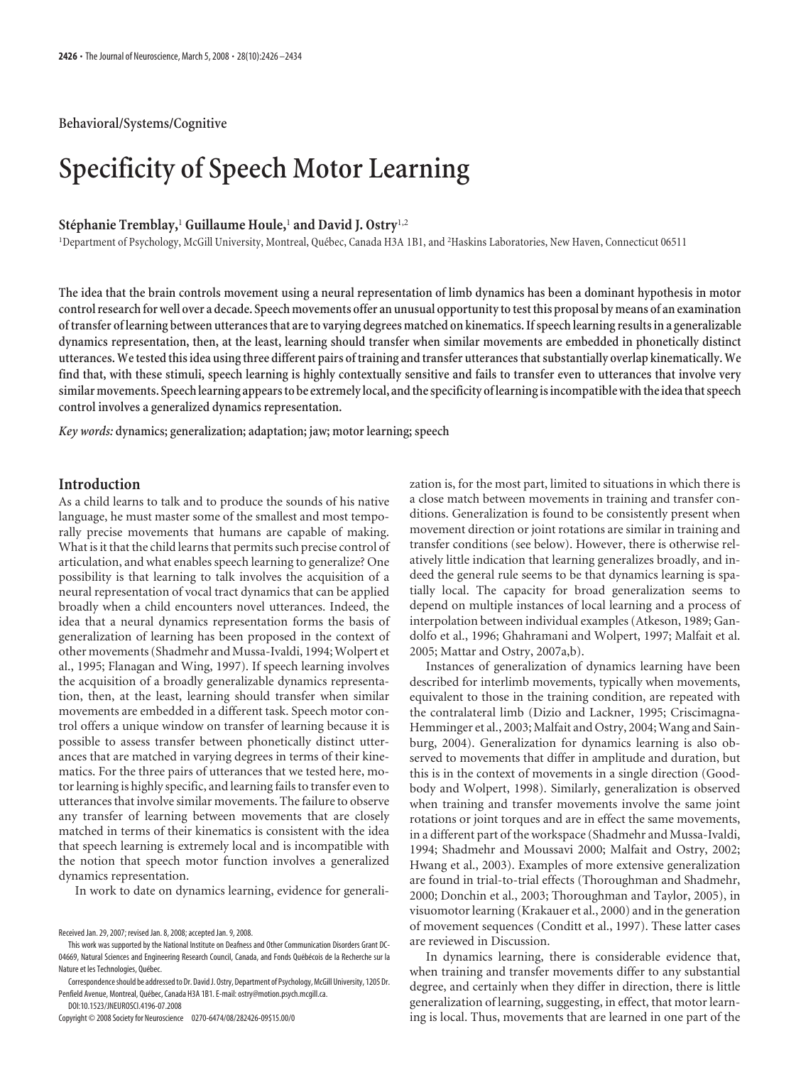Behavioral/Systems/Cognitive

# Specificity of Speech Motor Learning

**Stéphanie Tremblay,[1] Guillaume Houle,[1] and David J. Ostry[1,2]**

[1]Department of Psychology, McGill University, Montreal, Québec, Canada H3A 1B1, and [2]Haskins Laboratories, New Haven, Connecticut 06511

**The idea that the brain controls movement using a neural representation of limb dynamics has been a dominant hypothesis in motor control research for well over a decade. Speech movements offer an unusual opportunity to test this proposal by means of an examination of transfer of learning between utterances that are to varying degrees matched on kinematics. If speech learning results in a generalizable dynamics representation, then, at the least, learning should transfer when similar movements are embedded in phonetically distinct utterances. We tested this idea using three different pairs of training and transfer utterances that substantially overlap kinematically. We find that, with these stimuli, speech learning is highly contextually sensitive and fails to transfer even to utterances that involve very similar movements. Speech learning appears to be extremely local, and the specificity of learning is incompatible with the idea that speech control involves a generalized dynamics representation.**

*Key words:* **dynamics; generalization; adaptation; jaw; motor learning; speech**

## Introduction

As a child learns to talk and to produce the sounds of his native language, he must master some of the smallest and most temporally precise movements that humans are capable of making. What is it that the child learns that permits such precise control of articulation, and what enables speech learning to generalize? One possibility is that learning to talk involves the acquisition of a neural representation of vocal tract dynamics that can be applied broadly when a child encounters novel utterances. Indeed, the idea that a neural dynamics representation forms the basis of generalization of learning has been proposed in the context of other movements (Shadmehr and Mussa-Ivaldi, 1994; Wolpert et al., 1995; Flanagan and Wing, 1997). If speech learning involves the acquisition of a broadly generalizable dynamics representation, then, at the least, learning should transfer when similar movements are embedded in a different task. Speech motor control offers a unique window on transfer of learning because it is possible to assess transfer between phonetically distinct utterances that are matched in varying degrees in terms of their kinematics. For the three pairs of utterances that we tested here, motor learning is highly specific, and learning fails to transfer even to utterances that involve similar movements. The failure to observe any transfer of learning between movements that are closely matched in terms of their kinematics is consistent with the idea that speech learning is extremely local and is incompatible with the notion that speech motor function involves a generalized dynamics representation.

In work to date on dynamics learning, evidence for generalization is, for the most part, limited to situations in which there is a close match between movements in training and transfer conditions. Generalization is found to be consistently present when movement direction or joint rotations are similar in training and transfer conditions (see below). However, there is otherwise relatively little indication that learning generalizes broadly, and indeed the general rule seems to be that dynamics learning is spatially local. The capacity for broad generalization seems to depend on multiple instances of local learning and a process of interpolation between individual examples (Atkeson, 1989; Gandolfo et al., 1996; Ghahramani and Wolpert, 1997; Malfait et al. 2005; Mattar and Ostry, 2007a,b).

Instances of generalization of dynamics learning have been described for interlimb movements, typically when movements, equivalent to those in the training condition, are repeated with the contralateral limb (Dizio and Lackner, 1995; Criscimagna-Hemminger et al., 2003; Malfait and Ostry, 2004; Wang and Sainburg, 2004). Generalization for dynamics learning is also observed to movements that differ in amplitude and duration, but this is in the context of movements in a single direction (Goodbody and Wolpert, 1998). Similarly, generalization is observed when training and transfer movements involve the same joint rotations or joint torques and are in effect the same movements, in a different part of the workspace (Shadmehr and Mussa-Ivaldi, 1994; Shadmehr and Moussavi 2000; Malfait and Ostry, 2002; Hwang et al., 2003). Examples of more extensive generalization are found in trial-to-trial effects (Thoroughman and Shadmehr, 2000; Donchin et al., 2003; Thoroughman and Taylor, 2005), in visuomotor learning (Krakauer et al., 2000) and in the generation of movement sequences (Conditt et al., 1997). These latter cases are reviewed in Discussion.

In dynamics learning, there is considerable evidence that, when training and transfer movements differ to any substantial degree, and certainly when they differ in direction, there is little generalization of learning, suggesting, in effect, that motor learning is local. Thus, movements that are learned in one part of the

Received Jan. 29, 2007; revised Jan. 8, 2008; accepted Jan. 9, 2008.

This work was supported by the National Institute on Deafness and Other Communication Disorders Grant DC-04669, Natural Sciences and Engineering Research Council, Canada, and Fonds Québécois de la Recherche sur la Nature et les Technologies, Québec.

Correspondence should be addressed to Dr. David J. Ostry, Department of Psychology, McGill University, 1205 Dr. Penfield Avenue, Montreal, Québec, Canada H3A 1B1. E-mail: ostry@motion.psych.mcgill.ca.

DOI:10.1523/JNEUROSCI.4196-07.2008

Copyright © 2008 Society for Neuroscience 0270-6474/08/282426-09$15.00/0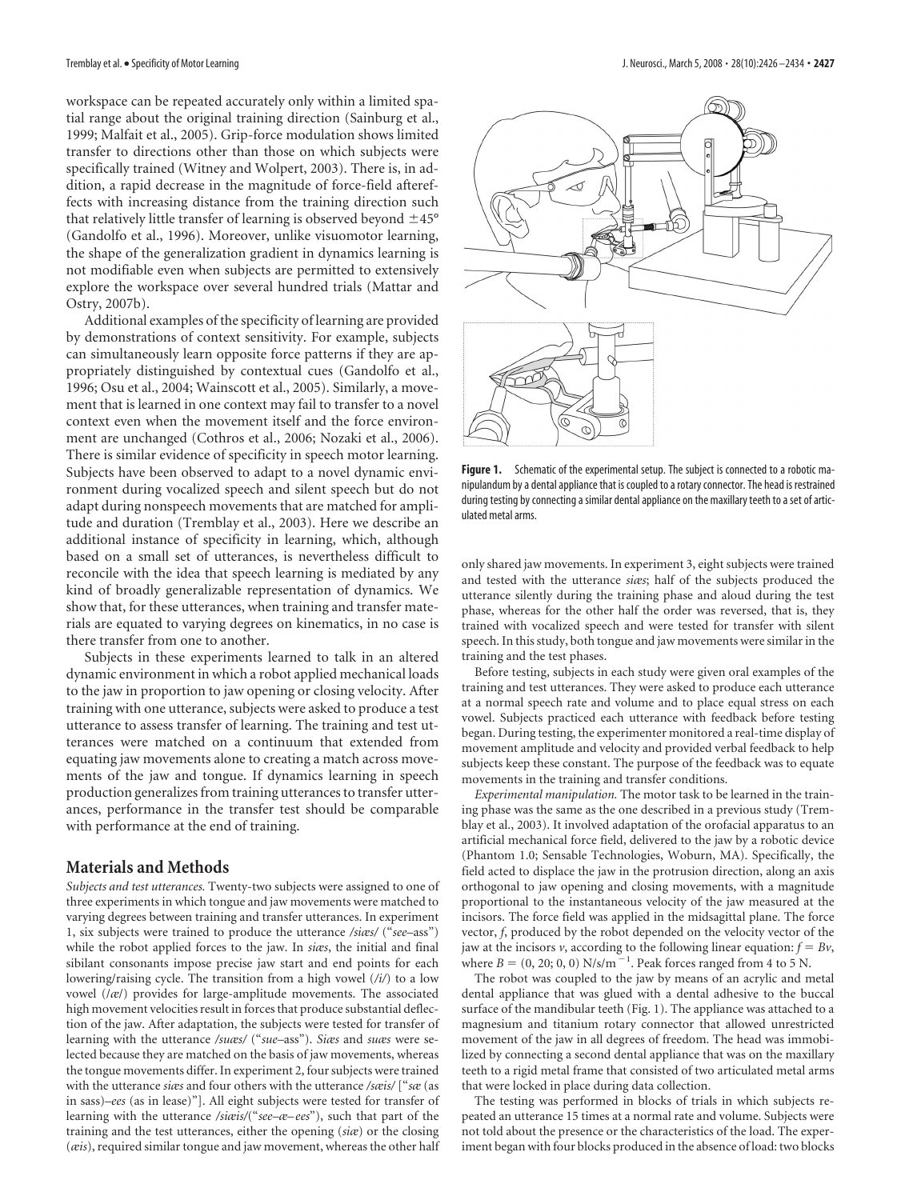workspace can be repeated accurately only within a limited spatial range about the original training direction (Sainburg et al., 1999; Malfait et al., 2005). Grip-force modulation shows limited transfer to directions other than those on which subjects were specifically trained (Witney and Wolpert, 2003). There is, in addition, a rapid decrease in the magnitude of force-field aftereffects with increasing distance from the training direction such that relatively little transfer of learning is observed beyond ±45° (Gandolfo et al., 1996). Moreover, unlike visuomotor learning, the shape of the generalization gradient in dynamics learning is not modifiable even when subjects are permitted to extensively explore the workspace over several hundred trials (Mattar and Ostry, 2007b).

Additional examples of the specificity of learning are provided by demonstrations of context sensitivity. For example, subjects can simultaneously learn opposite force patterns if they are appropriately distinguished by contextual cues (Gandolfo et al., 1996; Osu et al., 2004; Wainscott et al., 2005). Similarly, a movement that is learned in one context may fail to transfer to a novel context even when the movement itself and the force environment are unchanged (Cothros et al., 2006; Nozaki et al., 2006). There is similar evidence of specificity in speech motor learning. Subjects have been observed to adapt to a novel dynamic environment during vocalized speech and silent speech but do not adapt during nonspeech movements that are matched for amplitude and duration (Tremblay et al., 2003). Here we describe an additional instance of specificity in learning, which, although based on a small set of utterances, is nevertheless difficult to reconcile with the idea that speech learning is mediated by any kind of broadly generalizable representation of dynamics. We show that, for these utterances, when training and transfer materials are equated to varying degrees on kinematics, in no case is there transfer from one to another.

Subjects in these experiments learned to talk in an altered dynamic environment in which a robot applied mechanical loads to the jaw in proportion to jaw opening or closing velocity. After training with one utterance, subjects were asked to produce a test utterance to assess transfer of learning. The training and test utterances were matched on a continuum that extended from equating jaw movements alone to creating a match across movements of the jaw and tongue. If dynamics learning in speech production generalizes from training utterances to transfer utterances, performance in the transfer test should be comparable with performance at the end of training.

## Materials and Methods

*Subjects and test utterances.* Twenty-two subjects were assigned to one of three experiments in which tongue and jaw movements were matched to varying degrees between training and transfer utterances. In experiment 1, six subjects were trained to produce the utterance /*siæs*/ ("*see*–ass") while the robot applied forces to the jaw. In *siæs*, the initial and final sibilant consonants impose precise jaw start and end points for each lowering/raising cycle. The transition from a high vowel (/*i*/) to a low vowel (/*æ*/) provides for large-amplitude movements. The associated high movement velocities result in forces that produce substantial deflection of the jaw. After adaptation, the subjects were tested for transfer of learning with the utterance /*suæs*/ ("*sue*–ass"). *Siæs* and *suæs* were selected because they are matched on the basis of jaw movements, whereas the tongue movements differ. In experiment 2, four subjects were trained with the utterance *siæs* and four others with the utterance /*sæis*/ ["*sæ* (as in sass)–*ees* (as in lease)"]. All eight subjects were tested for transfer of learning with the utterance /*siæis*/("*see*–*æ*–*ees*"), such that part of the training and the test utterances, either the opening (*siæ*) or the closing (*æis*), required similar tongue and jaw movement, whereas the other half only shared jaw movements. In experiment 3, eight subjects were trained and tested with the utterance *siæs*; half of the subjects produced the utterance silently during the training phase and aloud during the test phase, whereas for the other half the order was reversed, that is, they trained with vocalized speech and were tested for transfer with silent speech. In this study, both tongue and jaw movements were similar in the training and the test phases.

Before testing, subjects in each study were given oral examples of the training and test utterances. They were asked to produce each utterance at a normal speech rate and volume and to place equal stress on each vowel. Subjects practiced each utterance with feedback before testing began. During testing, the experimenter monitored a real-time display of movement amplitude and velocity and provided verbal feedback to help subjects keep these constant. The purpose of the feedback was to equate movements in the training and transfer conditions.

*Experimental manipulation.* The motor task to be learned in the training phase was the same as the one described in a previous study (Tremblay et al., 2003). It involved adaptation of the orofacial apparatus to an artificial mechanical force field, delivered to the jaw by a robotic device (Phantom 1.0; Sensable Technologies, Woburn, MA). Specifically, the field acted to displace the jaw in the protrusion direction, along an axis orthogonal to jaw opening and closing movements, with a magnitude proportional to the instantaneous velocity of the jaw measured at the incisors. The force field was applied in the midsagittal plane. The force vector, $f$, produced by the robot depended on the velocity vector of the jaw at the incisors $v$, according to the following linear equation: $f = Bv$, where $B = (0, 20; 0, 0)$ N/s/m$^{-1}$. Peak forces ranged from 4 to 5 N.

The robot was coupled to the jaw by means of an acrylic and metal dental appliance that was glued with a dental adhesive to the buccal surface of the mandibular teeth (Fig. 1). The appliance was attached to a magnesium and titanium rotary connector that allowed unrestricted movement of the jaw in all degrees of freedom. The head was immobilized by connecting a second dental appliance that was on the maxillary teeth to a rigid metal frame that consisted of two articulated metal arms that were locked in place during data collection.

The testing was performed in blocks of trials in which subjects repeated an utterance 15 times at a normal rate and volume. Subjects were not told about the presence or the characteristics of the load. The experiment began with four blocks produced in the absence of load: two blocks

**Figure 1.** Schematic of the experimental setup. The subject is connected to a robotic manipulandum by a dental appliance that is coupled to a rotary connector. The head is restrained during testing by connecting a similar dental appliance on the maxillary teeth to a set of articulated metal arms.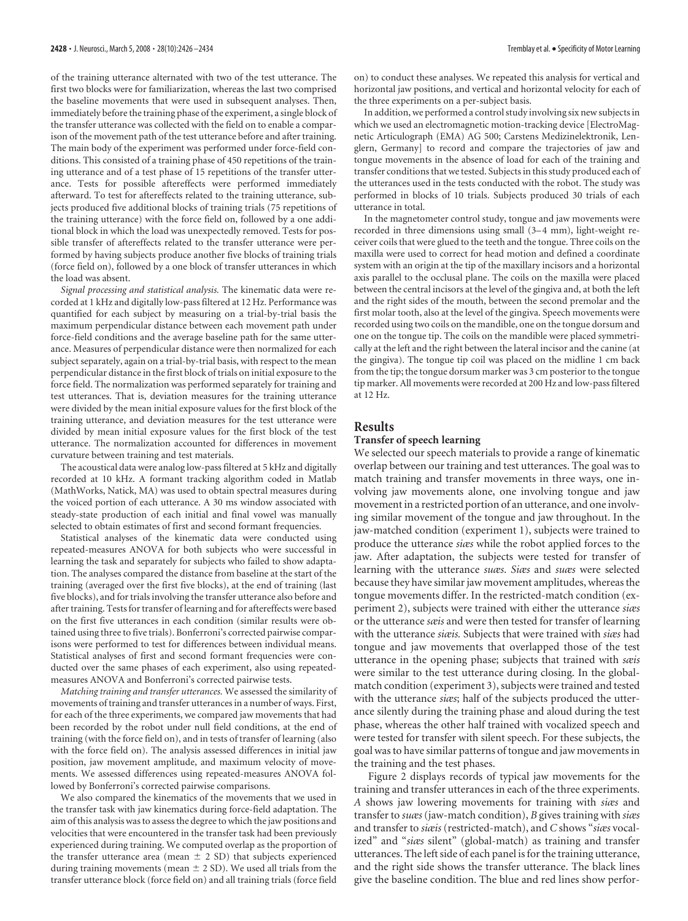of the training utterance alternated with two of the test utterance. The first two blocks were for familiarization, whereas the last two comprised the baseline movements that were used in subsequent analyses. Then, immediately before the training phase of the experiment, a single block of the transfer utterance was collected with the field on to enable a comparison of the movement path of the test utterance before and after training. The main body of the experiment was performed under force-field conditions. This consisted of a training phase of 450 repetitions of the training utterance and of a test phase of 15 repetitions of the transfer utterance. Tests for possible aftereffects were performed immediately afterward. To test for aftereffects related to the training utterance, subjects produced five additional blocks of training trials (75 repetitions of the training utterance) with the force field on, followed by a one additional block in which the load was unexpectedly removed. Tests for possible transfer of aftereffects related to the transfer utterance were performed by having subjects produce another five blocks of training trials (force field on), followed by a one block of transfer utterances in which the load was absent.

*Signal processing and statistical analysis.* The kinematic data were recorded at 1 kHz and digitally low-pass filtered at 12 Hz. Performance was quantified for each subject by measuring on a trial-by-trial basis the maximum perpendicular distance between each movement path under force-field conditions and the average baseline path for the same utterance. Measures of perpendicular distance were then normalized for each subject separately, again on a trial-by-trial basis, with respect to the mean perpendicular distance in the first block of trials on initial exposure to the force field. The normalization was performed separately for training and test utterances. That is, deviation measures for the training utterance were divided by the mean initial exposure values for the first block of the training utterance, and deviation measures for the test utterance were divided by mean initial exposure values for the first block of the test utterance. The normalization accounted for differences in movement curvature between training and test materials.

The acoustical data were analog low-pass filtered at 5 kHz and digitally recorded at 10 kHz. A formant tracking algorithm coded in Matlab (MathWorks, Natick, MA) was used to obtain spectral measures during the voiced portion of each utterance. A 30 ms window associated with steady-state production of each initial and final vowel was manually selected to obtain estimates of first and second formant frequencies.

Statistical analyses of the kinematic data were conducted using repeated-measures ANOVA for both subjects who were successful in learning the task and separately for subjects who failed to show adaptation. The analyses compared the distance from baseline at the start of the training (averaged over the first five blocks), at the end of training (last five blocks), and for trials involving the transfer utterance also before and after training. Tests for transfer of learning and for aftereffects were based on the first five utterances in each condition (similar results were obtained using three to five trials). Bonferroni's corrected pairwise comparisons were performed to test for differences between individual means. Statistical analyses of first and second formant frequencies were conducted over the same phases of each experiment, also using repeated-measures ANOVA and Bonferroni's corrected pairwise tests.

*Matching training and transfer utterances.* We assessed the similarity of movements of training and transfer utterances in a number of ways. First, for each of the three experiments, we compared jaw movements that had been recorded by the robot under null field conditions, at the end of training (with the force field on), and in tests of transfer of learning (also with the force field on). The analysis assessed differences in initial jaw position, jaw movement amplitude, and maximum velocity of movements. We assessed differences using repeated-measures ANOVA followed by Bonferroni's corrected pairwise comparisons.

We also compared the kinematics of the movements that we used in the transfer task with jaw kinematics during force-field adaptation. The aim of this analysis was to assess the degree to which the jaw positions and velocities that were encountered in the transfer task had been previously experienced during training. We computed overlap as the proportion of the transfer utterance area (mean ± 2 SD) that subjects experienced during training movements (mean ± 2 SD). We used all trials from the transfer utterance block (force field on) and all training trials (force field on) to conduct these analyses. We repeated this analysis for vertical and horizontal jaw positions, and vertical and horizontal velocity for each of the three experiments on a per-subject basis.

In addition, we performed a control study involving six new subjects in which we used an electromagnetic motion-tracking device [ElectroMagnetic Articulograph (EMA) AG 500; Carstens Medizinelektronik, Lenglern, Germany] to record and compare the trajectories of jaw and tongue movements in the absence of load for each of the training and transfer conditions that we tested. Subjects in this study produced each of the utterances used in the tests conducted with the robot. The study was performed in blocks of 10 trials. Subjects produced 30 trials of each utterance in total.

In the magnetometer control study, tongue and jaw movements were recorded in three dimensions using small (3–4 mm), light-weight receiver coils that were glued to the teeth and the tongue. Three coils on the maxilla were used to correct for head motion and defined a coordinate system with an origin at the tip of the maxillary incisors and a horizontal axis parallel to the occlusal plane. The coils on the maxilla were placed between the central incisors at the level of the gingiva and, at both the left and the right sides of the mouth, between the second premolar and the first molar tooth, also at the level of the gingiva. Speech movements were recorded using two coils on the mandible, one on the tongue dorsum and one on the tongue tip. The coils on the mandible were placed symmetrically at the left and the right between the lateral incisor and the canine (at the gingiva). The tongue tip coil was placed on the midline 1 cm back from the tip; the tongue dorsum marker was 3 cm posterior to the tongue tip marker. All movements were recorded at 200 Hz and low-pass filtered at 12 Hz.

## Results

### Transfer of speech learning

We selected our speech materials to provide a range of kinematic overlap between our training and test utterances. The goal was to match training and transfer movements in three ways, one involving jaw movements alone, one involving tongue and jaw movement in a restricted portion of an utterance, and one involving similar movement of the tongue and jaw throughout. In the jaw-matched condition (experiment 1), subjects were trained to produce the utterance *siæs* while the robot applied forces to the jaw. After adaptation, the subjects were tested for transfer of learning with the utterance *suæs*. *Siæs* and *suæs* were selected because they have similar jaw movement amplitudes, whereas the tongue movements differ. In the restricted-match condition (experiment 2), subjects were trained with either the utterance *siæs* or the utterance *sæis* and were then tested for transfer of learning with the utterance *siæis*. Subjects that were trained with *siæs* had tongue and jaw movements that overlapped those of the test utterance in the opening phase; subjects that trained with *sæis* were similar to the test utterance during closing. In the global-match condition (experiment 3), subjects were trained and tested with the utterance *siæs*; half of the subjects produced the utterance silently during the training phase and aloud during the test phase, whereas the other half trained with vocalized speech and were tested for transfer with silent speech. For these subjects, the goal was to have similar patterns of tongue and jaw movements in the training and the test phases.

Figure 2 displays records of typical jaw movements for the training and transfer utterances in each of the three experiments. *A* shows jaw lowering movements for training with *siæs* and transfer to *suæs* (jaw-match condition), *B* gives training with *siæs* and transfer to *siæis* (restricted-match), and *C* shows "*siæs* vocalized" and "*siæs* silent" (global-match) as training and transfer utterances. The left side of each panel is for the training utterance, and the right side shows the transfer utterance. The black lines give the baseline condition. The blue and red lines show perfor-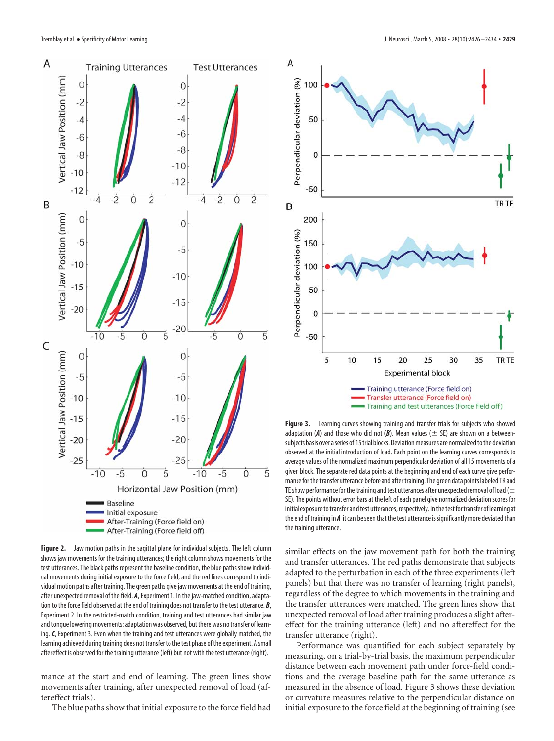Figure 2. Jaw motion paths in the sagittal plane for individual subjects. The left column shows jaw movements for the training utterances; the right column shows movements for the test utterances. The black paths represent the baseline condition, the blue paths show individual movements during initial exposure to the force field, and the red lines correspond to individual motion paths after training. The green paths give jaw movements at the end of training, after unexpected removal of the field. ***A***, Experiment 1. In the jaw-matched condition, adaptation to the force field observed at the end of training does not transfer to the test utterance. ***B***, Experiment 2. In the restricted-match condition, training and test utterances had similar jaw and tongue lowering movements: adaptation was observed, but there was no transfer of learning. ***C***, Experiment 3. Even when the training and test utterances were globally matched, the learning achieved during training does not transfer to the test phase of the experiment. A small aftereffect is observed for the training utterance (left) but not with the test utterance (right).

Figure 3. Learning curves showing training and transfer trials for subjects who showed adaptation (***A***) and those who did not (***B***). Mean values (± SE) are shown on a between-subjects basis over a series of 15 trial blocks. Deviation measures are normalized to the deviation observed at the initial introduction of load. Each point on the learning curves corresponds to average values of the normalized maximum perpendicular deviation of all 15 movements of a given block. The separate red data points at the beginning and end of each curve give performance for the transfer utterance before and after training. The green data points labeled TR and TE show performance for the training and test utterances after unexpected removal of load (± SE). The points without error bars at the left of each panel give normalized deviation scores for initial exposure to transfer and test utterances, respectively. In the test for transfer of learning at the end of training in ***A***, it can be seen that the test utterance is significantly more deviated than the training utterance.

mance at the start and end of learning. The green lines show movements after training, after unexpected removal of load (aftereffect trials).

The blue paths show that initial exposure to the force field had similar effects on the jaw movement path for both the training and transfer utterances. The red paths demonstrate that subjects adapted to the perturbation in each of the three experiments (left panels) but that there was no transfer of learning (right panels), regardless of the degree to which movements in the training and the transfer utterances were matched. The green lines show that unexpected removal of load after training produces a slight aftereffect for the training utterance (left) and no aftereffect for the transfer utterance (right).

Performance was quantified for each subject separately by measuring, on a trial-by-trial basis, the maximum perpendicular distance between each movement path under force-field conditions and the average baseline path for the same utterance as measured in the absence of load. Figure 3 shows these deviation or curvature measures relative to the perpendicular distance on initial exposure to the force field at the beginning of training (see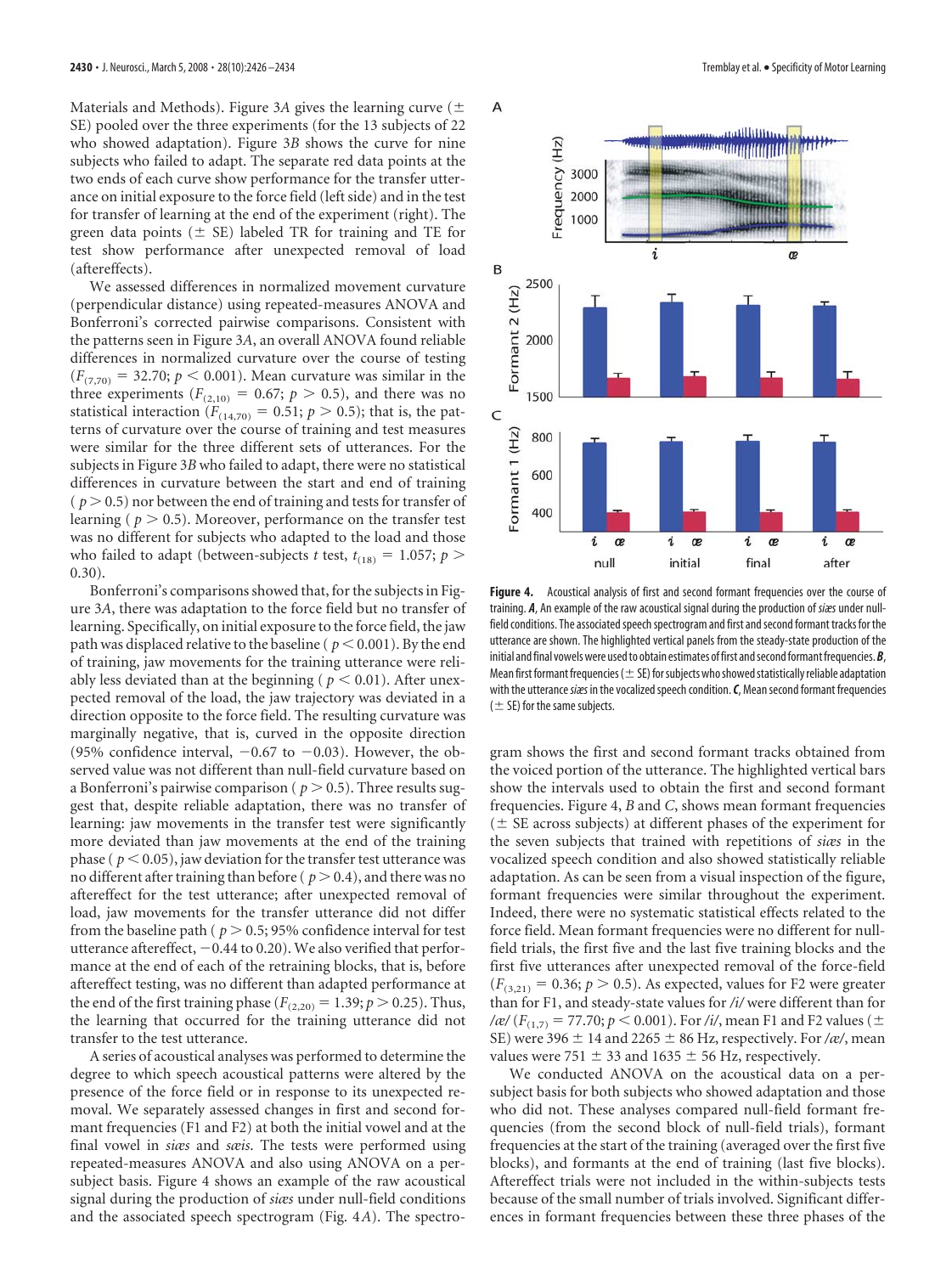Materials and Methods). Figure 3*A* gives the learning curve (± SE) pooled over the three experiments (for the 13 subjects of 22 who showed adaptation). Figure 3*B* shows the curve for nine subjects who failed to adapt. The separate red data points at the two ends of each curve show performance for the transfer utterance on initial exposure to the force field (left side) and in the test for transfer of learning at the end of the experiment (right). The green data points (± SE) labeled TR for training and TE for test show performance after unexpected removal of load (aftereffects).

We assessed differences in normalized movement curvature (perpendicular distance) using repeated-measures ANOVA and Bonferroni's corrected pairwise comparisons. Consistent with the patterns seen in Figure 3*A*, an overall ANOVA found reliable differences in normalized curvature over the course of testing ($F_{(7,70)} = 32.70$; $p < 0.001$). Mean curvature was similar in the three experiments ($F_{(2,10)} = 0.67$; $p > 0.5$), and there was no statistical interaction ($F_{(14,70)} = 0.51$; $p > 0.5$); that is, the patterns of curvature over the course of training and test measures were similar for the three different sets of utterances. For the subjects in Figure 3*B* who failed to adapt, there were no statistical differences in curvature between the start and end of training ($p > 0.5$) nor between the end of training and tests for transfer of learning ($p > 0.5$). Moreover, performance on the transfer test was no different for subjects who adapted to the load and those who failed to adapt (between-subjects *t* test, $t_{(18)} = 1.057$; $p > 0.30$).

Bonferroni's comparisons showed that, for the subjects in Figure 3*A*, there was adaptation to the force field but no transfer of learning. Specifically, on initial exposure to the force field, the jaw path was displaced relative to the baseline ($p < 0.001$). By the end of training, jaw movements for the training utterance were reliably less deviated than at the beginning ($p < 0.01$). After unexpected removal of the load, the jaw trajectory was deviated in a direction opposite to the force field. The resulting curvature was marginally negative, that is, curved in the opposite direction (95% confidence interval, −0.67 to −0.03). However, the observed value was not different than null-field curvature based on a Bonferroni's pairwise comparison ($p > 0.5$). Three results suggest that, despite reliable adaptation, there was no transfer of learning: jaw movements in the transfer test were significantly more deviated than jaw movements at the end of the training phase ($p < 0.05$), jaw deviation for the transfer test utterance was no different after training than before ($p > 0.4$), and there was no aftereffect for the test utterance; after unexpected removal of load, jaw movements for the transfer utterance did not differ from the baseline path ($p > 0.5$; 95% confidence interval for test utterance aftereffect, −0.44 to 0.20). We also verified that performance at the end of each of the retraining blocks, that is, before aftereffect testing, was no different than adapted performance at the end of the first training phase ($F_{(2,20)} = 1.39$; $p > 0.25$). Thus, the learning that occurred for the training utterance did not transfer to the test utterance.

A series of acoustical analyses was performed to determine the degree to which speech acoustical patterns were altered by the presence of the force field or in response to its unexpected removal. We separately assessed changes in first and second formant frequencies (F1 and F2) at both the initial vowel and at the final vowel in *siæs* and *sæis*. The tests were performed using repeated-measures ANOVA and also using ANOVA on a per-subject basis. Figure 4 shows an example of the raw acoustical signal during the production of *siæs* under null-field conditions and the associated speech spectrogram (Fig. 4*A*). The spectrogram shows the first and second formant tracks obtained from the voiced portion of the utterance. The highlighted vertical bars show the intervals used to obtain the first and second formant frequencies. Figure 4, *B* and *C*, shows mean formant frequencies (± SE across subjects) at different phases of the experiment for the seven subjects that trained with repetitions of *siæs* in the vocalized speech condition and also showed statistically reliable adaptation. As can be seen from a visual inspection of the figure, formant frequencies were similar throughout the experiment. Indeed, there were no systematic statistical effects related to the force field. Mean formant frequencies were no different for null-field trials, the first five and the last five training blocks and the first five utterances after unexpected removal of the force-field ($F_{(3,21)} = 0.36$; $p > 0.5$). As expected, values for F2 were greater than for F1, and steady-state values for /*i*/ were different than for /*æ*/ ($F_{(1,7)} = 77.70$; $p < 0.001$). For /*i*/, mean F1 and F2 values (± SE) were 396 ± 14 and 2265 ± 86 Hz, respectively. For /*æ*/, mean values were 751 ± 33 and 1635 ± 56 Hz, respectively.

**Figure 4.** Acoustical analysis of first and second formant frequencies over the course of training. ***A***, An example of the raw acoustical signal during the production of *siæs* under null-field conditions. The associated speech spectrogram and first and second formant tracks for the utterance are shown. The highlighted vertical panels from the steady-state production of the initial and final vowels were used to obtain estimates of first and second formant frequencies. ***B***, Mean first formant frequencies (± SE) for subjects who showed statistically reliable adaptation with the utterance *siæs* in the vocalized speech condition. ***C***, Mean second formant frequencies (± SE) for the same subjects.

We conducted ANOVA on the acoustical data on a per-subject basis for both subjects who showed adaptation and those who did not. These analyses compared null-field formant frequencies (from the second block of null-field trials), formant frequencies at the start of the training (averaged over the first five blocks), and formants at the end of training (last five blocks). Aftereffect trials were not included in the within-subjects tests because of the small number of trials involved. Significant differences in formant frequencies between these three phases of the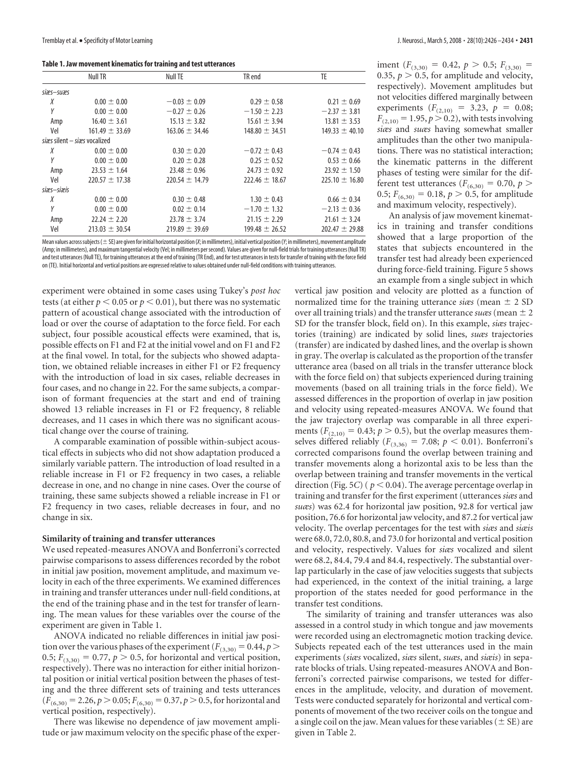**Table 1. Jaw movement kinematics for training and test utterances**

| | Null TR | Null TE | TR end | TE |
|---|---|---|---|---|
| *siæs–suæs* | | | | |
| X | 0.00 ± 0.00 | −0.03 ± 0.09 | 0.29 ± 0.58 | 0.21 ± 0.69 |
| Y | 0.00 ± 0.00 | −0.27 ± 0.26 | −1.50 ± 2.23 | −2.37 ± 3.81 |
| Amp | 16.40 ± 3.61 | 15.13 ± 3.82 | 15.61 ± 3.94 | 13.81 ± 3.53 |
| Vel | 161.49 ± 33.69 | 163.06 ± 34.46 | 148.80 ± 34.51 | 149.33 ± 40.10 |
| *siæs* silent – *siæs* vocalized | | | | |
| X | 0.00 ± 0.00 | 0.30 ± 0.20 | −0.72 ± 0.43 | −0.74 ± 0.43 |
| Y | 0.00 ± 0.00 | 0.20 ± 0.28 | 0.25 ± 0.52 | 0.53 ± 0.66 |
| Amp | 23.53 ± 1.64 | 23.48 ± 0.96 | 24.73 ± 0.92 | 23.92 ± 1.50 |
| Vel | 220.57 ± 17.38 | 220.54 ± 14.79 | 222.46 ± 18.67 | 225.10 ± 16.80 |
| *siæs–siæis* | | | | |
| X | 0.00 ± 0.00 | 0.30 ± 0.48 | 1.30 ± 0.43 | 0.66 ± 0.34 |
| Y | 0.00 ± 0.00 | 0.02 ± 0.14 | −1.70 ± 1.32 | −2.13 ± 0.36 |
| Amp | 22.24 ± 2.20 | 23.78 ± 3.74 | 21.15 ± 2.29 | 21.61 ± 3.24 |
| Vel | 213.03 ± 30.54 | 219.89 ± 39.69 | 199.48 ± 26.52 | 202.47 ± 29.88 |

Mean values across subjects (± SE) are given for initial horizontal position (*X*; in millimeters), initial vertical position (*Y*; in millimeters), movement amplitude (Amp; in millimeters), and maximum tangential velocity (Vel; in millimeters per second). Values are given for null-field trials for training utterances (Null TR) and test utterances (Null TE), for training utterances at the end of training (TR End), and for test utterances in tests for transfer of training with the force field on (TE). Initial horizontal and vertical positions are expressed relative to values obtained under null-field conditions with training utterances.

experiment were obtained in some cases using Tukey's *post hoc* tests (at either $p < 0.05$ or $p < 0.01$), but there was no systematic pattern of acoustical change associated with the introduction of load or over the course of adaptation to the force field. For each subject, four possible acoustical effects were examined, that is, possible effects on F1 and F2 at the initial vowel and on F1 and F2 at the final vowel. In total, for the subjects who showed adaptation, we obtained reliable increases in either F1 or F2 frequency with the introduction of load in six cases, reliable decreases in four cases, and no change in 22. For the same subjects, a comparison of formant frequencies at the start and end of training showed 13 reliable increases in F1 or F2 frequency, 8 reliable decreases, and 11 cases in which there was no significant acoustical change over the course of training.

A comparable examination of possible within-subject acoustical effects in subjects who did not show adaptation produced a similarly variable pattern. The introduction of load resulted in a reliable increase in F1 or F2 frequency in two cases, a reliable decrease in one, and no change in nine cases. Over the course of training, these same subjects showed a reliable increase in F1 or F2 frequency in two cases, reliable decreases in four, and no change in six.

### Similarity of training and transfer utterances

We used repeated-measures ANOVA and Bonferroni's corrected pairwise comparisons to assess differences recorded by the robot in initial jaw position, movement amplitude, and maximum velocity in each of the three experiments. We examined differences in training and transfer utterances under null-field conditions, at the end of the training phase and in the test for transfer of learning. The mean values for these variables over the course of the experiment are given in Table 1.

ANOVA indicated no reliable differences in initial jaw position over the various phases of the experiment ($F_{(3,30)} = 0.44, p > 0.5$; $F_{(3,30)} = 0.77, p > 0.5$, for horizontal and vertical position, respectively). There was no interaction for either initial horizontal position or initial vertical position between the phases of testing and the three different sets of training and tests utterances ($F_{(6,30)} = 2.26, p > 0.05$; $F_{(6,30)} = 0.37, p > 0.5$, for horizontal and vertical position, respectively).

There was likewise no dependence of jaw movement amplitude or jaw maximum velocity on the specific phase of the experiment ($F_{(3,30)} = 0.42, p > 0.5$; $F_{(3,30)} = 0.35, p > 0.5$, for amplitude and velocity, respectively). Movement amplitudes but not velocities differed marginally between experiments ($F_{(2,10)} = 3.23, p = 0.08$; $F_{(2,10)} = 1.95, p > 0.2$), with tests involving *siæs* and *suæs* having somewhat smaller amplitudes than the other two manipulations. There was no statistical interaction; the kinematic patterns in the different phases of testing were similar for the different test utterances ($F_{(6,30)} = 0.70, p > 0.5$; $F_{(6,30)} = 0.18, p > 0.5$, for amplitude and maximum velocity, respectively).

An analysis of jaw movement kinematics in training and transfer conditions showed that a large proportion of the states that subjects encountered in the transfer test had already been experienced during force-field training. Figure 5 shows an example from a single subject in which vertical jaw position and velocity are plotted as a function of normalized time for the training utterance *siæs* (mean ± 2 SD over all training trials) and the transfer utterance *suæs* (mean ± 2 SD for the transfer block, field on). In this example, *siæs* trajectories (training) are indicated by solid lines, *suæs* trajectories (transfer) are indicated by dashed lines, and the overlap is shown in gray. The overlap is calculated as the proportion of the transfer utterance area (based on all trials in the transfer utterance block with the force field on) that subjects experienced during training movements (based on all training trials in the force field). We assessed differences in the proportion of overlap in jaw position and velocity using repeated-measures ANOVA. We found that the jaw trajectory overlap was comparable in all three experiments ($F_{(2,10)} = 0.43; p > 0.5$), but the overlap measures themselves differed reliably ($F_{(3,36)} = 7.08; p < 0.01$). Bonferroni's corrected comparisons found the overlap between training and transfer movements along a horizontal axis to be less than the overlap between training and transfer movements in the vertical direction (Fig. 5*C*) ($p < 0.04$). The average percentage overlap in training and transfer for the first experiment (utterances *siæs* and *suæs*) was 62.4 for horizontal jaw position, 92.8 for vertical jaw position, 76.6 for horizontal jaw velocity, and 87.2 for vertical jaw velocity. The overlap percentages for the test with *siæs* and *siæis* were 68.0, 72.0, 80.8, and 73.0 for horizontal and vertical position and velocity, respectively. Values for *siæs* vocalized and silent were 68.2, 84.4, 79.4 and 84.4, respectively. The substantial overlap particularly in the case of jaw velocities suggests that subjects had experienced, in the context of the initial training, a large proportion of the states needed for good performance in the transfer test conditions.

The similarity of training and transfer utterances was also assessed in a control study in which tongue and jaw movements were recorded using an electromagnetic motion tracking device. Subjects repeated each of the test utterances used in the main experiments (*siæs* vocalized, *siæs* silent, *suæs*, and *siæis*) in separate blocks of trials. Using repeated-measures ANOVA and Bonferroni's corrected pairwise comparisons, we tested for differences in the amplitude, velocity, and duration of movement. Tests were conducted separately for horizontal and vertical components of movement of the two receiver coils on the tongue and a single coil on the jaw. Mean values for these variables (± SE) are given in Table 2.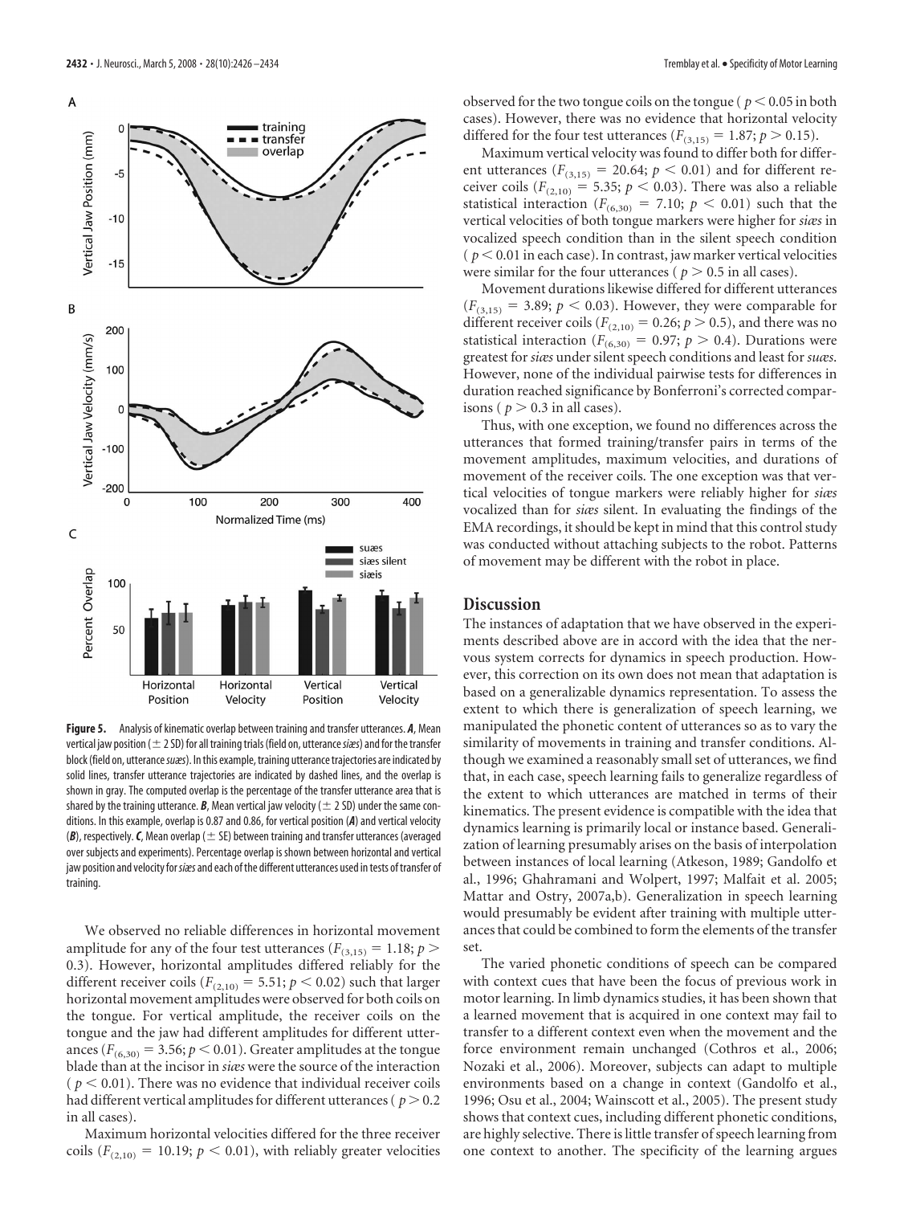**Figure 5.** Analysis of kinematic overlap between training and transfer utterances. ***A***, Mean vertical jaw position (± 2 SD) for all training trials (field on, utterance *siæs*) and for the transfer block (field on, utterance *suæs*). In this example, training utterance trajectories are indicated by solid lines, transfer utterance trajectories are indicated by dashed lines, and the overlap is shown in gray. The computed overlap is the percentage of the transfer utterance area that is shared by the training utterance. ***B***, Mean vertical jaw velocity (± 2 SD) under the same conditions. In this example, overlap is 0.87 and 0.86, for vertical position (***A***) and vertical velocity (***B***), respectively. ***C***, Mean overlap (± SE) between training and transfer utterances (averaged over subjects and experiments). Percentage overlap is shown between horizontal and vertical jaw position and velocity for *siæs* and each of the different utterances used in tests of transfer of training.

We observed no reliable differences in horizontal movement amplitude for any of the four test utterances ($F_{(3,15)} = 1.18$; $p > 0.3$). However, horizontal amplitudes differed reliably for the different receiver coils ($F_{(2,10)} = 5.51$; $p < 0.02$) such that larger horizontal movement amplitudes were observed for both coils on the tongue. For vertical amplitude, the receiver coils on the tongue and the jaw had different amplitudes for different utterances ($F_{(6,30)} = 3.56$; $p < 0.01$). Greater amplitudes at the tongue blade than at the incisor in *siæs* were the source of the interaction ($p < 0.01$). There was no evidence that individual receiver coils had different vertical amplitudes for different utterances ($p > 0.2$ in all cases).

Maximum horizontal velocities differed for the three receiver coils ($F_{(2,10)} = 10.19$; $p < 0.01$), with reliably greater velocities observed for the two tongue coils on the tongue ($p < 0.05$ in both cases). However, there was no evidence that horizontal velocity differed for the four test utterances ($F_{(3,15)} = 1.87$; $p > 0.15$).

Maximum vertical velocity was found to differ both for different utterances ($F_{(3,15)} = 20.64$; $p < 0.01$) and for different receiver coils ($F_{(2,10)} = 5.35$; $p < 0.03$). There was also a reliable statistical interaction ($F_{(6,30)} = 7.10$; $p < 0.01$) such that the vertical velocities of both tongue markers were higher for *siæs* in vocalized speech condition than in the silent speech condition ($p < 0.01$ in each case). In contrast, jaw marker vertical velocities were similar for the four utterances ($p > 0.5$ in all cases).

Movement durations likewise differed for different utterances ($F_{(3,15)} = 3.89$; $p < 0.03$). However, they were comparable for different receiver coils ($F_{(2,10)} = 0.26$; $p > 0.5$), and there was no statistical interaction ($F_{(6,30)} = 0.97$; $p > 0.4$). Durations were greatest for *siæs* under silent speech conditions and least for *suæs*. However, none of the individual pairwise tests for differences in duration reached significance by Bonferroni's corrected comparisons ($p > 0.3$ in all cases).

Thus, with one exception, we found no differences across the utterances that formed training/transfer pairs in terms of the movement amplitudes, maximum velocities, and durations of movement of the receiver coils. The one exception was that vertical velocities of tongue markers were reliably higher for *siæs* vocalized than for *siæs* silent. In evaluating the findings of the EMA recordings, it should be kept in mind that this control study was conducted without attaching subjects to the robot. Patterns of movement may be different with the robot in place.

## Discussion

The instances of adaptation that we have observed in the experiments described above are in accord with the idea that the nervous system corrects for dynamics in speech production. However, this correction on its own does not mean that adaptation is based on a generalizable dynamics representation. To assess the extent to which there is generalization of speech learning, we manipulated the phonetic content of utterances so as to vary the similarity of movements in training and transfer conditions. Although we examined a reasonably small set of utterances, we find that, in each case, speech learning fails to generalize regardless of the extent to which utterances are matched in terms of their kinematics. The present evidence is compatible with the idea that dynamics learning is primarily local or instance based. Generalization of learning presumably arises on the basis of interpolation between instances of local learning (Atkeson, 1989; Gandolfo et al., 1996; Ghahramani and Wolpert, 1997; Malfait et al. 2005; Mattar and Ostry, 2007a,b). Generalization in speech learning would presumably be evident after training with multiple utterances that could be combined to form the elements of the transfer set.

The varied phonetic conditions of speech can be compared with context cues that have been the focus of previous work in motor learning. In limb dynamics studies, it has been shown that a learned movement that is acquired in one context may fail to transfer to a different context even when the movement and the force environment remain unchanged (Cothros et al., 2006; Nozaki et al., 2006). Moreover, subjects can adapt to multiple environments based on a change in context (Gandolfo et al., 1996; Osu et al., 2004; Wainscott et al., 2005). The present study shows that context cues, including different phonetic conditions, are highly selective. There is little transfer of speech learning from one context to another. The specificity of the learning argues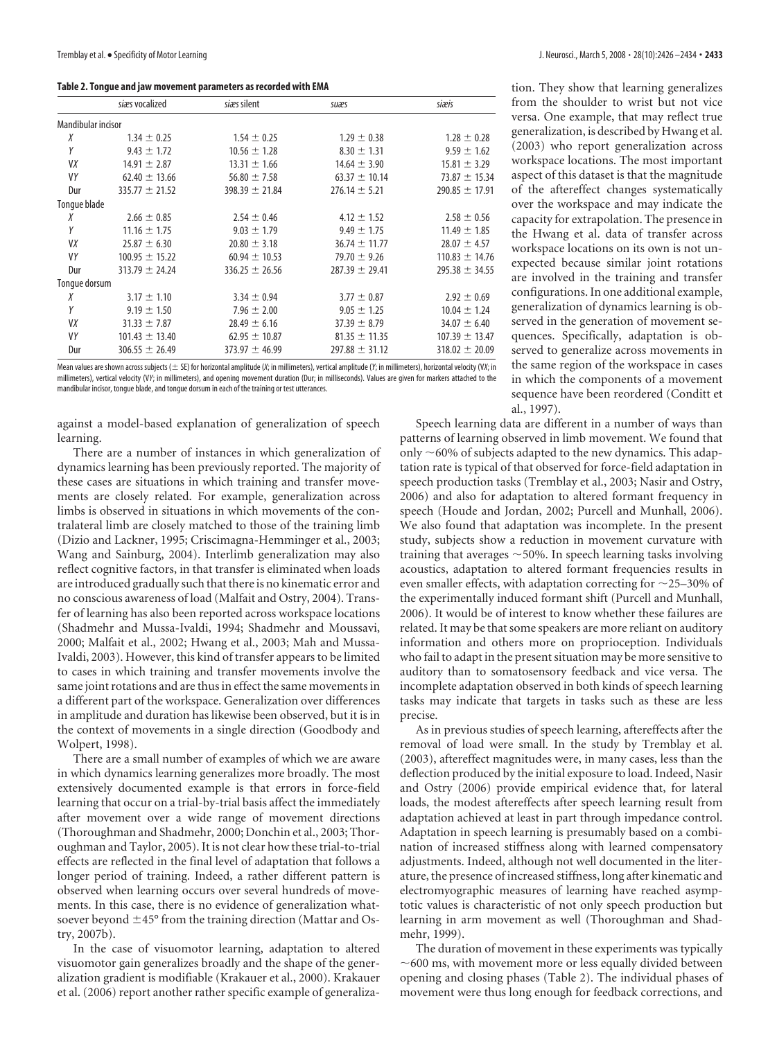**Table 2. Tongue and jaw movement parameters as recorded with EMA**

| | *siæs* vocalized | *siæs* silent | *suæs* | *siæis* |
|---|---|---|---|---|
| Mandibular incisor | | | | |
| *X* | 1.34 ± 0.25 | 1.54 ± 0.25 | 1.29 ± 0.38 | 1.28 ± 0.28 |
| *Y* | 9.43 ± 1.72 | 10.56 ± 1.28 | 8.30 ± 1.31 | 9.59 ± 1.62 |
| *VX* | 14.91 ± 2.87 | 13.31 ± 1.66 | 14.64 ± 3.90 | 15.81 ± 3.29 |
| *VY* | 62.40 ± 13.66 | 56.80 ± 7.58 | 63.37 ± 10.14 | 73.87 ± 15.34 |
| Dur | 335.77 ± 21.52 | 398.39 ± 21.84 | 276.14 ± 5.21 | 290.85 ± 17.91 |
| Tongue blade | | | | |
| *X* | 2.66 ± 0.85 | 2.54 ± 0.46 | 4.12 ± 1.52 | 2.58 ± 0.56 |
| *Y* | 11.16 ± 1.75 | 9.03 ± 1.79 | 9.49 ± 1.75 | 11.49 ± 1.85 |
| *VX* | 25.87 ± 6.30 | 20.80 ± 3.18 | 36.74 ± 11.77 | 28.07 ± 4.57 |
| *VY* | 100.95 ± 15.22 | 60.94 ± 10.53 | 79.70 ± 9.26 | 110.83 ± 14.76 |
| Dur | 313.79 ± 24.24 | 336.25 ± 26.56 | 287.39 ± 29.41 | 295.38 ± 34.55 |
| Tongue dorsum | | | | |
| *X* | 3.17 ± 1.10 | 3.34 ± 0.94 | 3.77 ± 0.87 | 2.92 ± 0.69 |
| *Y* | 9.19 ± 1.50 | 7.96 ± 2.00 | 9.05 ± 1.25 | 10.04 ± 1.24 |
| *VX* | 31.33 ± 7.87 | 28.49 ± 6.16 | 37.39 ± 8.79 | 34.07 ± 6.40 |
| *VY* | 101.43 ± 13.40 | 62.95 ± 10.87 | 81.35 ± 11.35 | 107.39 ± 13.47 |
| Dur | 306.55 ± 26.49 | 373.97 ± 46.99 | 297.88 ± 31.12 | 318.02 ± 20.09 |

Mean values are shown across subjects (± SE) for horizontal amplitude (*X*; in millimeters), vertical amplitude (*Y*; in millimeters), horizontal velocity (*VX*; in millimeters), vertical velocity (*VY*; in millimeters), and opening movement duration (Dur; in milliseconds). Values are given for markers attached to the mandibular incisor, tongue blade, and tongue dorsum in each of the training or test utterances.

against a model-based explanation of generalization of speech learning.

There are a number of instances in which generalization of dynamics learning has been previously reported. The majority of these cases are situations in which training and transfer movements are closely related. For example, generalization across limbs is observed in situations in which movements of the contralateral limb are closely matched to those of the training limb (Dizio and Lackner, 1995; Criscimagna-Hemminger et al., 2003; Wang and Sainburg, 2004). Interlimb generalization may also reflect cognitive factors, in that transfer is eliminated when loads are introduced gradually such that there is no kinematic error and no conscious awareness of load (Malfait and Ostry, 2004). Transfer of learning has also been reported across workspace locations (Shadmehr and Mussa-Ivaldi, 1994; Shadmehr and Moussavi, 2000; Malfait et al., 2002; Hwang et al., 2003; Mah and Mussa-Ivaldi, 2003). However, this kind of transfer appears to be limited to cases in which training and transfer movements involve the same joint rotations and are thus in effect the same movements in a different part of the workspace. Generalization over differences in amplitude and duration has likewise been observed, but it is in the context of movements in a single direction (Goodbody and Wolpert, 1998).

There are a small number of examples of which we are aware in which dynamics learning generalizes more broadly. The most extensively documented example is that errors in force-field learning that occur on a trial-by-trial basis affect the immediately after movement over a wide range of movement directions (Thoroughman and Shadmehr, 2000; Donchin et al., 2003; Thoroughman and Taylor, 2005). It is not clear how these trial-to-trial effects are reflected in the final level of adaptation that follows a longer period of training. Indeed, a rather different pattern is observed when learning occurs over several hundreds of movements. In this case, there is no evidence of generalization whatsoever beyond ±45° from the training direction (Mattar and Ostry, 2007b).

In the case of visuomotor learning, adaptation to altered visuomotor gain generalizes broadly and the shape of the generalization gradient is modifiable (Krakauer et al., 2000). Krakauer et al. (2006) report another rather specific example of generalization. They show that learning generalizes from the shoulder to wrist but not vice versa. One example, that may reflect true generalization, is described by Hwang et al. (2003) who report generalization across workspace locations. The most important aspect of this dataset is that the magnitude of the aftereffect changes systematically over the workspace and may indicate the capacity for extrapolation. The presence in the Hwang et al. data of transfer across workspace locations on its own is not unexpected because similar joint rotations are involved in the training and transfer configurations. In one additional example, generalization of dynamics learning is observed in the generation of movement sequences. Specifically, adaptation is observed to generalize across movements in the same region of the workspace in cases in which the components of a movement sequence have been reordered (Conditt et al., 1997).

Speech learning data are different in a number of ways than patterns of learning observed in limb movement. We found that only ~60% of subjects adapted to the new dynamics. This adaptation rate is typical of that observed for force-field adaptation in speech production tasks (Tremblay et al., 2003; Nasir and Ostry, 2006) and also for adaptation to altered formant frequency in speech (Houde and Jordan, 2002; Purcell and Munhall, 2006). We also found that adaptation was incomplete. In the present study, subjects show a reduction in movement curvature with training that averages ~50%. In speech learning tasks involving acoustics, adaptation to altered formant frequencies results in even smaller effects, with adaptation correcting for ~25–30% of the experimentally induced formant shift (Purcell and Munhall, 2006). It would be of interest to know whether these failures are related. It may be that some speakers are more reliant on auditory information and others more on proprioception. Individuals who fail to adapt in the present situation may be more sensitive to auditory than to somatosensory feedback and vice versa. The incomplete adaptation observed in both kinds of speech learning tasks may indicate that targets in tasks such as these are less precise.

As in previous studies of speech learning, aftereffects after the removal of load were small. In the study by Tremblay et al. (2003), aftereffect magnitudes were, in many cases, less than the deflection produced by the initial exposure to load. Indeed, Nasir and Ostry (2006) provide empirical evidence that, for lateral loads, the modest aftereffects after speech learning result from adaptation achieved at least in part through impedance control. Adaptation in speech learning is presumably based on a combination of increased stiffness along with learned compensatory adjustments. Indeed, although not well documented in the literature, the presence of increased stiffness, long after kinematic and electromyographic measures of learning have reached asymptotic values is characteristic of not only speech production but learning in arm movement as well (Thoroughman and Shadmehr, 1999).

The duration of movement in these experiments was typically ~600 ms, with movement more or less equally divided between opening and closing phases (Table 2). The individual phases of movement were thus long enough for feedback corrections, and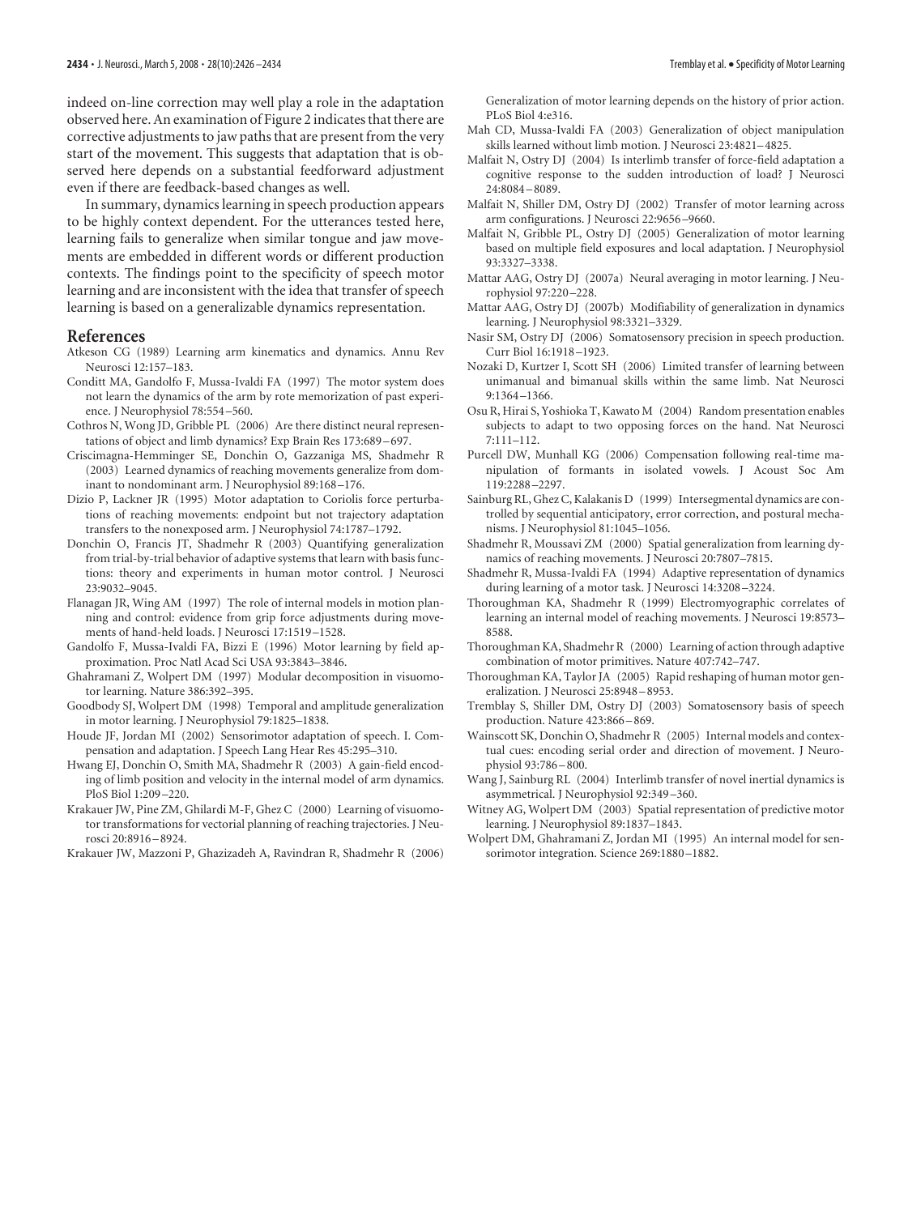indeed on-line correction may well play a role in the adaptation observed here. An examination of Figure 2 indicates that there are corrective adjustments to jaw paths that are present from the very start of the movement. This suggests that adaptation that is observed here depends on a substantial feedforward adjustment even if there are feedback-based changes as well.

In summary, dynamics learning in speech production appears to be highly context dependent. For the utterances tested here, learning fails to generalize when similar tongue and jaw movements are embedded in different words or different production contexts. The findings point to the specificity of speech motor learning and are inconsistent with the idea that transfer of speech learning is based on a generalizable dynamics representation.

## References

Atkeson CG (1989) Learning arm kinematics and dynamics. Annu Rev Neurosci 12:157–183.

Conditt MA, Gandolfo F, Mussa-Ivaldi FA (1997) The motor system does not learn the dynamics of the arm by rote memorization of past experience. J Neurophysiol 78:554–560.

Cothros N, Wong JD, Gribble PL (2006) Are there distinct neural representations of object and limb dynamics? Exp Brain Res 173:689–697.

Criscimagna-Hemminger SE, Donchin O, Gazzaniga MS, Shadmehr R (2003) Learned dynamics of reaching movements generalize from dominant to nondominant arm. J Neurophysiol 89:168–176.

Dizio P, Lackner JR (1995) Motor adaptation to Coriolis force perturbations of reaching movements: endpoint but not trajectory adaptation transfers to the nonexposed arm. J Neurophysiol 74:1787–1792.

Donchin O, Francis JT, Shadmehr R (2003) Quantifying generalization from trial-by-trial behavior of adaptive systems that learn with basis functions: theory and experiments in human motor control. J Neurosci 23:9032–9045.

Flanagan JR, Wing AM (1997) The role of internal models in motion planning and control: evidence from grip force adjustments during movements of hand-held loads. J Neurosci 17:1519–1528.

Gandolfo F, Mussa-Ivaldi FA, Bizzi E (1996) Motor learning by field approximation. Proc Natl Acad Sci USA 93:3843–3846.

Ghahramani Z, Wolpert DM (1997) Modular decomposition in visuomotor learning. Nature 386:392–395.

Goodbody SJ, Wolpert DM (1998) Temporal and amplitude generalization in motor learning. J Neurophysiol 79:1825–1838.

Houde JF, Jordan MI (2002) Sensorimotor adaptation of speech. I. Compensation and adaptation. J Speech Lang Hear Res 45:295–310.

Hwang EJ, Donchin O, Smith MA, Shadmehr R (2003) A gain-field encoding of limb position and velocity in the internal model of arm dynamics. PloS Biol 1:209–220.

Krakauer JW, Pine ZM, Ghilardi M-F, Ghez C (2000) Learning of visuomotor transformations for vectorial planning of reaching trajectories. J Neurosci 20:8916–8924.

Krakauer JW, Mazzoni P, Ghazizadeh A, Ravindran R, Shadmehr R (2006) Generalization of motor learning depends on the history of prior action. PLoS Biol 4:e316.

Mah CD, Mussa-Ivaldi FA (2003) Generalization of object manipulation skills learned without limb motion. J Neurosci 23:4821–4825.

Malfait N, Ostry DJ (2004) Is interlimb transfer of force-field adaptation a cognitive response to the sudden introduction of load? J Neurosci 24:8084–8089.

Malfait N, Shiller DM, Ostry DJ (2002) Transfer of motor learning across arm configurations. J Neurosci 22:9656–9660.

Malfait N, Gribble PL, Ostry DJ (2005) Generalization of motor learning based on multiple field exposures and local adaptation. J Neurophysiol 93:3327–3338.

Mattar AAG, Ostry DJ (2007a) Neural averaging in motor learning. J Neurophysiol 97:220–228.

Mattar AAG, Ostry DJ (2007b) Modifiability of generalization in dynamics learning. J Neurophysiol 98:3321–3329.

Nasir SM, Ostry DJ (2006) Somatosensory precision in speech production. Curr Biol 16:1918–1923.

Nozaki D, Kurtzer I, Scott SH (2006) Limited transfer of learning between unimanual and bimanual skills within the same limb. Nat Neurosci 9:1364–1366.

Osu R, Hirai S, Yoshioka T, Kawato M (2004) Random presentation enables subjects to adapt to two opposing forces on the hand. Nat Neurosci 7:111–112.

Purcell DW, Munhall KG (2006) Compensation following real-time manipulation of formants in isolated vowels. J Acoust Soc Am 119:2288–2297.

Sainburg RL, Ghez C, Kalakanis D (1999) Intersegmental dynamics are controlled by sequential anticipatory, error correction, and postural mechanisms. J Neurophysiol 81:1045–1056.

Shadmehr R, Moussavi ZM (2000) Spatial generalization from learning dynamics of reaching movements. J Neurosci 20:7807–7815.

Shadmehr R, Mussa-Ivaldi FA (1994) Adaptive representation of dynamics during learning of a motor task. J Neurosci 14:3208–3224.

Thoroughman KA, Shadmehr R (1999) Electromyographic correlates of learning an internal model of reaching movements. J Neurosci 19:8573–8588.

Thoroughman KA, Shadmehr R (2000) Learning of action through adaptive combination of motor primitives. Nature 407:742–747.

Thoroughman KA, Taylor JA (2005) Rapid reshaping of human motor generalization. J Neurosci 25:8948–8953.

Tremblay S, Shiller DM, Ostry DJ (2003) Somatosensory basis of speech production. Nature 423:866–869.

Wainscott SK, Donchin O, Shadmehr R (2005) Internal models and contextual cues: encoding serial order and direction of movement. J Neurophysiol 93:786–800.

Wang J, Sainburg RL (2004) Interlimb transfer of novel inertial dynamics is asymmetrical. J Neurophysiol 92:349–360.

Witney AG, Wolpert DM (2003) Spatial representation of predictive motor learning. J Neurophysiol 89:1837–1843.

Wolpert DM, Ghahramani Z, Jordan MI (1995) An internal model for sensorimotor integration. Science 269:1880–1882.